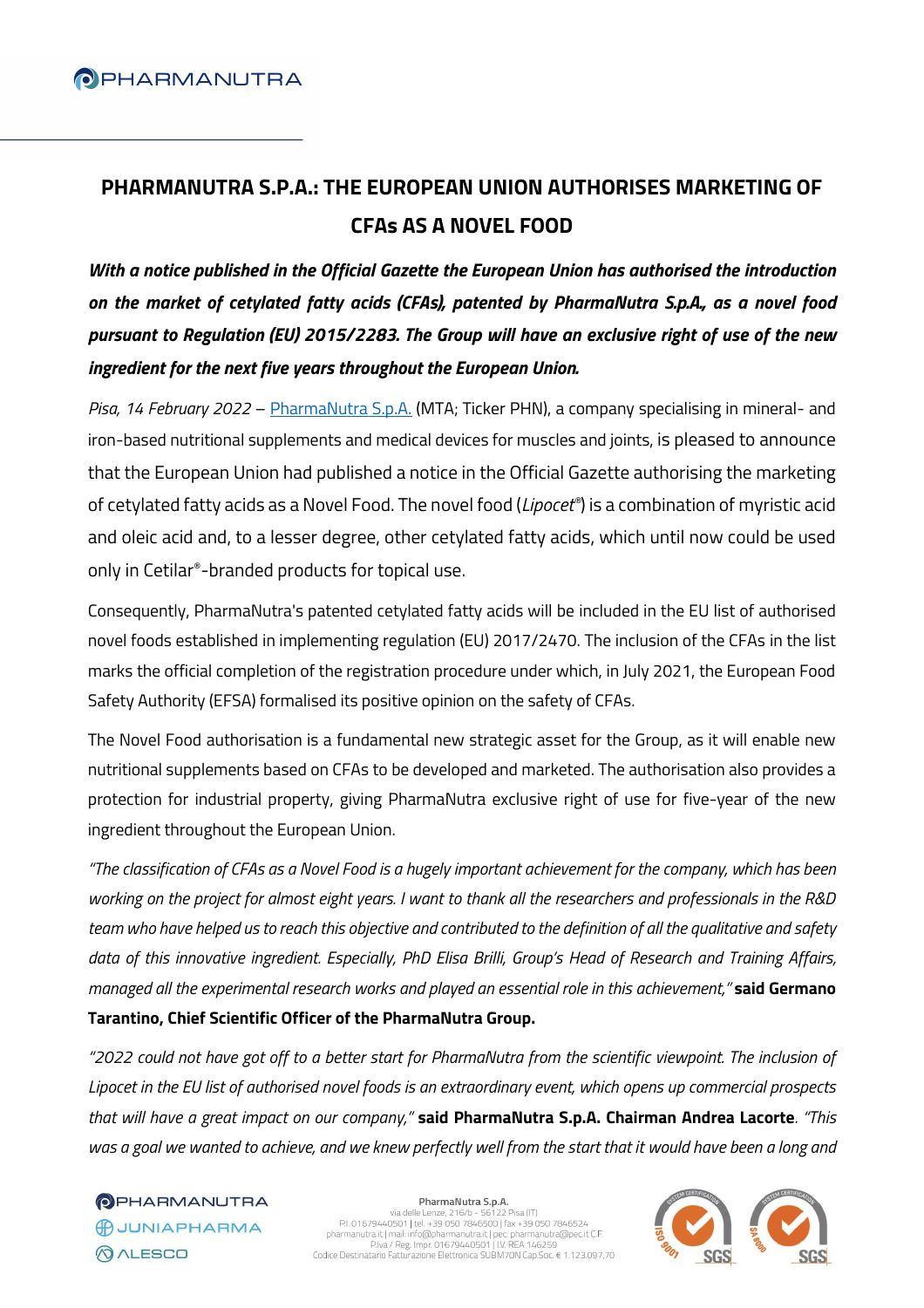# PHARMANUTRA S.P.A.: THE EUROPEAN UNION AUTHORISES MARKETING OF CFAs AS A NOVEL FOOD

***With a notice published in the Official Gazette the European Union has authorised the introduction on the market of cetylated fatty acids (CFAs), patented by PharmaNutra S.p.A., as a novel food pursuant to Regulation (EU) 2015/2283. The Group will have an exclusive right of use of the new ingredient for the next five years throughout the European Union.***

*Pisa, 14 February 2022* – [PharmaNutra S.p.A.](https://www.pharmanutra.it) (MTA; Ticker PHN), a company specialising in mineral- and iron-based nutritional supplements and medical devices for muscles and joints, is pleased to announce that the European Union had published a notice in the Official Gazette authorising the marketing of cetylated fatty acids as a Novel Food. The novel food (*Lipocet®*) is a combination of myristic acid and oleic acid and, to a lesser degree, other cetylated fatty acids, which until now could be used only in Cetilar®-branded products for topical use.

Consequently, PharmaNutra's patented cetylated fatty acids will be included in the EU list of authorised novel foods established in implementing regulation (EU) 2017/2470. The inclusion of the CFAs in the list marks the official completion of the registration procedure under which, in July 2021, the European Food Safety Authority (EFSA) formalised its positive opinion on the safety of CFAs.

The Novel Food authorisation is a fundamental new strategic asset for the Group, as it will enable new nutritional supplements based on CFAs to be developed and marketed. The authorisation also provides a protection for industrial property, giving PharmaNutra exclusive right of use for five-year of the new ingredient throughout the European Union.

*"The classification of CFAs as a Novel Food is a hugely important achievement for the company, which has been working on the project for almost eight years. I want to thank all the researchers and professionals in the R&D team who have helped us to reach this objective and contributed to the definition of all the qualitative and safety data of this innovative ingredient. Especially, PhD Elisa Brilli, Group's Head of Research and Training Affairs, managed all the experimental research works and played an essential role in this achievement,"* **said Germano Tarantino, Chief Scientific Officer of the PharmaNutra Group.**

*"2022 could not have got off to a better start for PharmaNutra from the scientific viewpoint. The inclusion of Lipocet in the EU list of authorised novel foods is an extraordinary event, which opens up commercial prospects that will have a great impact on our company,"* **said PharmaNutra S.p.A. Chairman Andrea Lacorte**. *"This was a goal we wanted to achieve, and we knew perfectly well from the start that it would have been a long and*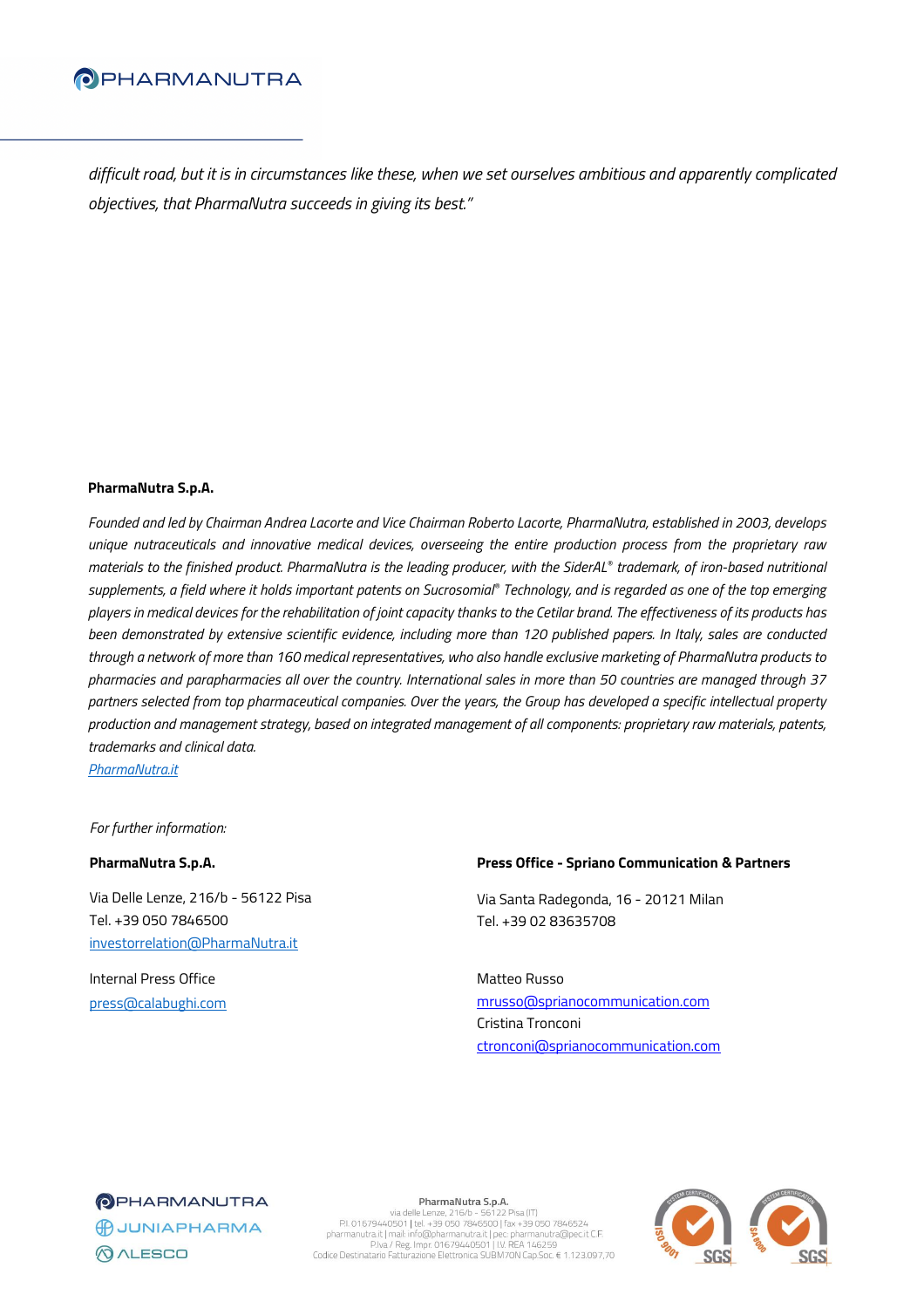*difficult road, but it is in circumstances like these, when we set ourselves ambitious and apparently complicated objectives, that PharmaNutra succeeds in giving its best."*

**PharmaNutra S.p.A.**

*Founded and led by Chairman Andrea Lacorte and Vice Chairman Roberto Lacorte, PharmaNutra, established in 2003, develops unique nutraceuticals and innovative medical devices, overseeing the entire production process from the proprietary raw materials to the finished product. PharmaNutra is the leading producer, with the SiderAL® trademark, of iron-based nutritional supplements, a field where it holds important patents on Sucrosomial® Technology, and is regarded as one of the top emerging players in medical devices for the rehabilitation of joint capacity thanks to the Cetilar brand. The effectiveness of its products has been demonstrated by extensive scientific evidence, including more than 120 published papers. In Italy, sales are conducted through a network of more than 160 medical representatives, who also handle exclusive marketing of PharmaNutra products to pharmacies and parapharmacies all over the country. International sales in more than 50 countries are managed through 37 partners selected from top pharmaceutical companies. Over the years, the Group has developed a specific intellectual property production and management strategy, based on integrated management of all components: proprietary raw materials, patents, trademarks and clinical data.*

[PharmaNutra.it](PharmaNutra.it)

*For further information:*

**PharmaNutra S.p.A.**

Via Delle Lenze, 216/b - 56122 Pisa
Tel. +39 050 7846500
investorrelation@PharmaNutra.it

Internal Press Office
press@calabughi.com

**Press Office - Spriano Communication & Partners**

Via Santa Radegonda, 16 - 20121 Milan
Tel. +39 02 83635708

Matteo Russo
mrusso@sprianocommunication.com
Cristina Tronconi
ctronconi@sprianocommunication.com